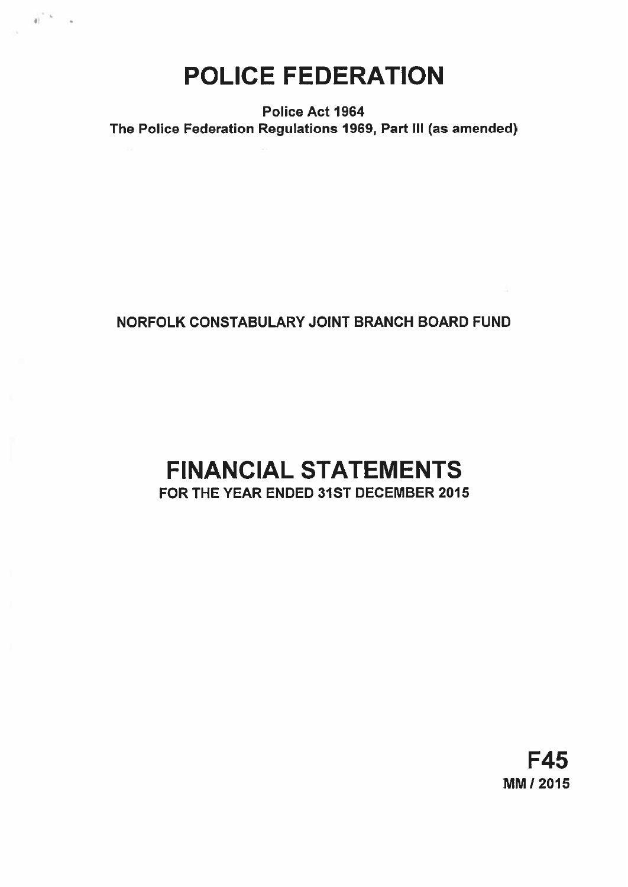# POLICE FEDERATION

**Police Act 1964**
**The Police Federation Regulations 1969, Part III (as amended)**

**NORFOLK CONSTABULARY JOINT BRANCH BOARD FUND**

# FINANCIAL STATEMENTS

**FOR THE YEAR ENDED 31ST DECEMBER 2015**

**F45**
**MM / 2015**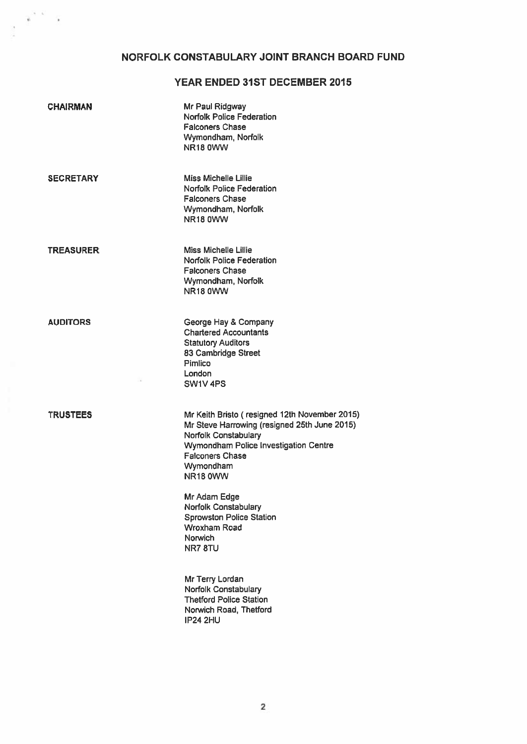# NORFOLK CONSTABULARY JOINT BRANCH BOARD FUND

## YEAR ENDED 31ST DECEMBER 2015

**CHAIRMAN**

Mr Paul Ridgway
Norfolk Police Federation
Falconers Chase
Wymondham, Norfolk
NR18 0WW

**SECRETARY**

Miss Michelle Lillie
Norfolk Police Federation
Falconers Chase
Wymondham, Norfolk
NR18 0WW

**TREASURER**

Miss Michelle Lillie
Norfolk Police Federation
Falconers Chase
Wymondham, Norfolk
NR18 0WW

**AUDITORS**

George Hay & Company
Chartered Accountants
Statutory Auditors
83 Cambridge Street
Pimlico
London
SW1V 4PS

**TRUSTEES**

Mr Keith Bristo ( resigned 12th November 2015)
Mr Steve Harrowing (resigned 25th June 2015)
Norfolk Constabulary
Wymondham Police Investigation Centre
Falconers Chase
Wymondham
NR18 0WW

Mr Adam Edge
Norfolk Constabulary
Sprowston Police Station
Wroxham Road
Norwich
NR7 8TU

Mr Terry Lordan
Norfolk Constabulary
Thetford Police Station
Norwich Road, Thetford
IP24 2HU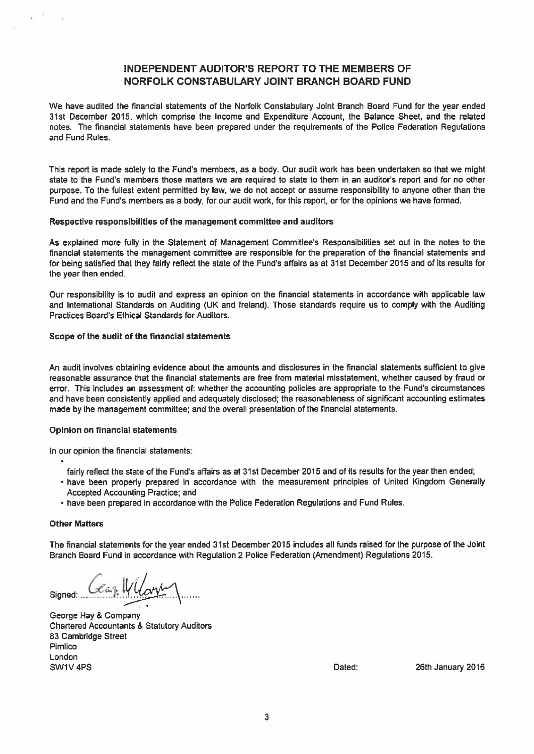# INDEPENDENT AUDITOR'S REPORT TO THE MEMBERS OF NORFOLK CONSTABULARY JOINT BRANCH BOARD FUND

We have audited the financial statements of the Norfolk Constabulary Joint Branch Board Fund for the year ended 31st December 2015, which comprise the Income and Expenditure Account, the Balance Sheet, and the related notes. The financial statements have been prepared under the requirements of the Police Federation Regulations and Fund Rules.

This report is made solely to the Fund's members, as a body. Our audit work has been undertaken so that we might state to the Fund's members those matters we are required to state to them in an auditor's report and for no other purpose. To the fullest extent permitted by law, we do not accept or assume responsibility to anyone other than the Fund and the Fund's members as a body, for our audit work, for this report, or for the opinions we have formed.

**Respective responsibilities of the management committee and auditors**

As explained more fully in the Statement of Management Committee's Responsibilities set out in the notes to the financial statements the management committee are responsible for the preparation of the financial statements and for being satisfied that they fairly reflect the state of the Fund's affairs as at 31st December 2015 and of its results for the year then ended.

Our responsibility is to audit and express an opinion on the financial statements in accordance with applicable law and International Standards on Auditing (UK and Ireland). Those standards require us to comply with the Auditing Practices Board's Ethical Standards for Auditors.

**Scope of the audit of the financial statements**

An audit involves obtaining evidence about the amounts and disclosures in the financial statements sufficient to give reasonable assurance that the financial statements are free from material misstatement, whether caused by fraud or error. This includes an assessment of: whether the accounting policies are appropriate to the Fund's circumstances and have been consistently applied and adequately disclosed; the reasonableness of significant accounting estimates made by the management committee; and the overall presentation of the financial statements.

**Opinion on financial statements**

In our opinion the financial statements:

- fairly reflect the state of the Fund's affairs as at 31st December 2015 and of its results for the year then ended;
- have been properly prepared in accordance with the measurement principles of United Kingdom Generally Accepted Accounting Practice; and
- have been prepared in accordance with the Police Federation Regulations and Fund Rules.

**Other Matters**

The financial statements for the year ended 31st December 2015 includes all funds raised for the purpose of the Joint Branch Board Fund in accordance with Regulation 2 Police Federation (Amendment) Regulations 2015.

Signed: ....................................

George Hay & Company
Chartered Accountants & Statutory Auditors
83 Cambridge Street
Pimlico
London
SW1V 4PS

Dated: 26th January 2016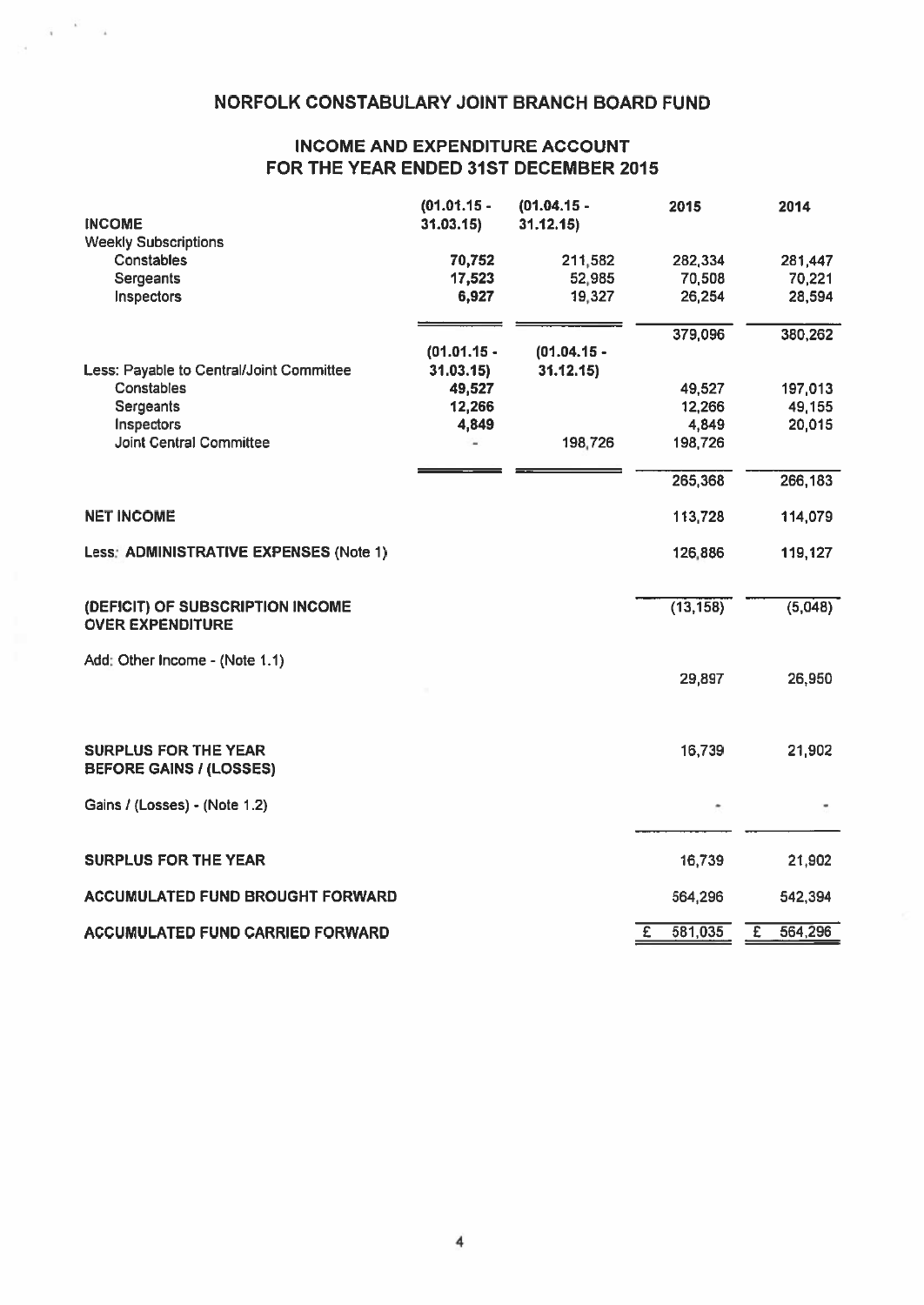# NORFOLK CONSTABULARY JOINT BRANCH BOARD FUND

## INCOME AND EXPENDITURE ACCOUNT FOR THE YEAR ENDED 31ST DECEMBER 2015

| INCOME | (01.01.15 - 31.03.15) | (01.04.15 - 31.12.15) | 2015 | 2014 |
|---|---|---|---|---|
| Weekly Subscriptions | | | | |
| Constables | 70,752 | 211,582 | 282,334 | 281,447 |
| Sergeants | 17,523 | 52,985 | 70,508 | 70,221 |
| Inspectors | 6,927 | 19,327 | 26,254 | 28,594 |
| | | | 379,096 | 380,262 |
| | (01.01.15 - 31.03.15) | (01.04.15 - 31.12.15) | | |
| Less: Payable to Central/Joint Committee | | | | |
| Constables | 49,527 | | 49,527 | 197,013 |
| Sergeants | 12,266 | | 12,266 | 49,155 |
| Inspectors | 4,849 | | 4,849 | 20,015 |
| Joint Central Committee | - | 198,726 | 198,726 | |
| | | | 265,368 | 266,183 |
| **NET INCOME** | | | 113,728 | 114,079 |
| Less: **ADMINISTRATIVE EXPENSES (Note 1)** | | | 126,886 | 119,127 |
| **(DEFICIT) OF SUBSCRIPTION INCOME OVER EXPENDITURE** | | | (13,158) | (5,048) |
| Add: Other Income - (Note 1.1) | | | 29,897 | 26,950 |
| **SURPLUS FOR THE YEAR BEFORE GAINS / (LOSSES)** | | | 16,739 | 21,902 |
| Gains / (Losses) - (Note 1.2) | | | - | - |
| **SURPLUS FOR THE YEAR** | | | 16,739 | 21,902 |
| **ACCUMULATED FUND BROUGHT FORWARD** | | | 564,296 | 542,394 |
| **ACCUMULATED FUND CARRIED FORWARD** | | | £ 581,035 | £ 564,296 |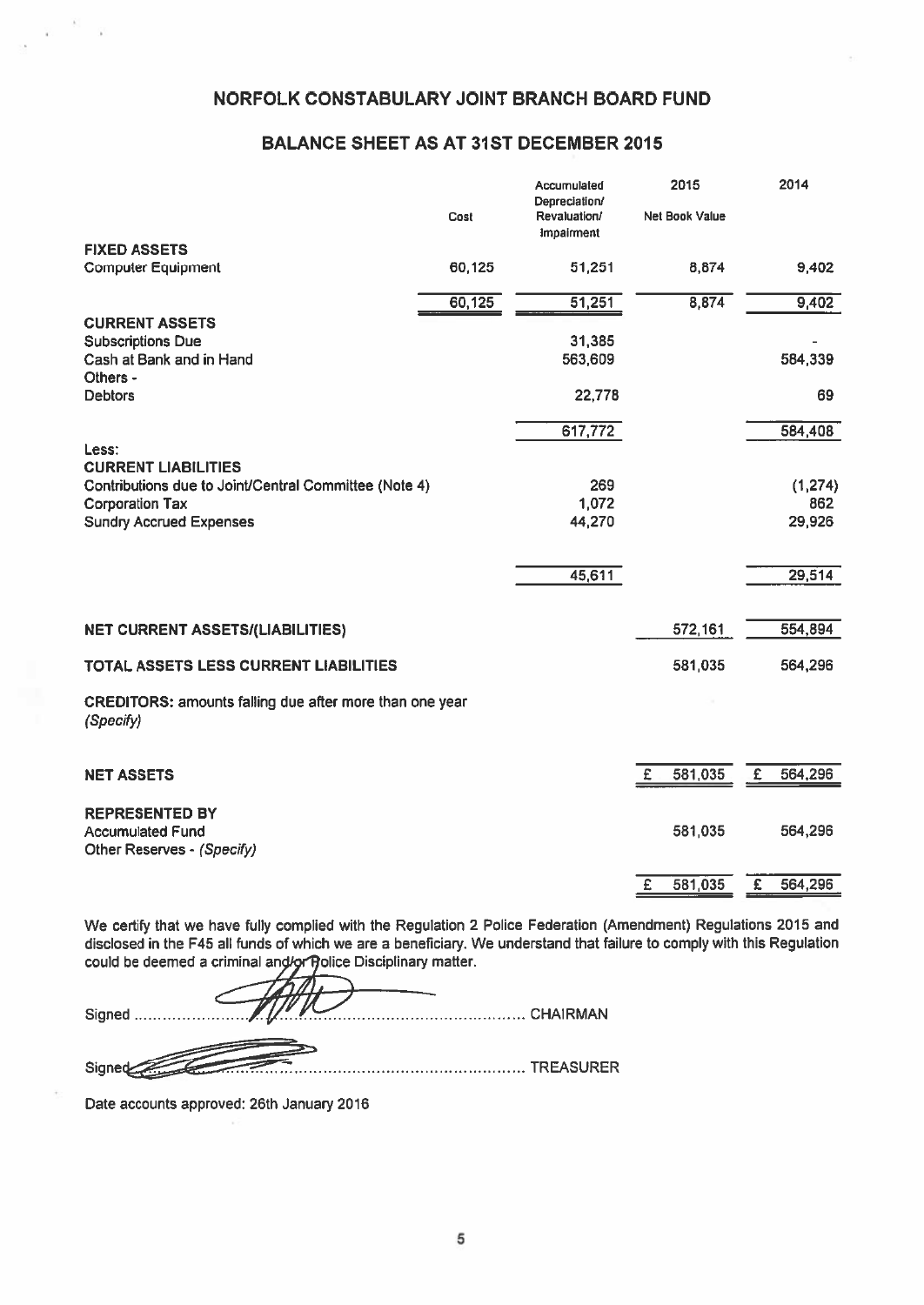# NORFOLK CONSTABULARY JOINT BRANCH BOARD FUND

## BALANCE SHEET AS AT 31ST DECEMBER 2015

| | Cost | Accumulated Depreciation/ Revaluation/ Impairment | 2015 Net Book Value | 2014 |
|---|---|---|---|---|
| **FIXED ASSETS** | | | | |
| Computer Equipment | 60,125 | 51,251 | 8,874 | 9,402 |
| | 60,125 | 51,251 | 8,874 | 9,402 |
| **CURRENT ASSETS** | | | | |
| Subscriptions Due | | 31,385 | | - |
| Cash at Bank and in Hand | | 563,609 | | 584,339 |
| Others - | | | | |
| Debtors | | 22,778 | | 69 |
| | | 617,772 | | 584,408 |
| Less: | | | | |
| **CURRENT LIABILITIES** | | | | |
| Contributions due to Joint/Central Committee (Note 4) | | 269 | | (1,274) |
| Corporation Tax | | 1,072 | | 862 |
| Sundry Accrued Expenses | | 44,270 | | 29,926 |
| | | 45,611 | | 29,514 |
| **NET CURRENT ASSETS/(LIABILITIES)** | | | 572,161 | 554,894 |
| **TOTAL ASSETS LESS CURRENT LIABILITIES** | | | 581,035 | 564,296 |
| **CREDITORS:** amounts falling due after more than one year *(Specify)* | | | | |
| **NET ASSETS** | | | £ 581,035 | £ 564,296 |
| **REPRESENTED BY** | | | | |
| Accumulated Fund | | | 581,035 | 564,296 |
| Other Reserves - *(Specify)* | | | | |
| | | | £ 581,035 | £ 564,296 |

We certify that we have fully complied with the Regulation 2 Police Federation (Amendment) Regulations 2015 and disclosed in the F45 all funds of which we are a beneficiary. We understand that failure to comply with this Regulation could be deemed a criminal and/or Police Disciplinary matter.

Signed ............................................................................ CHAIRMAN

Signed ............................................................................ TREASURER

Date accounts approved: 26th January 2016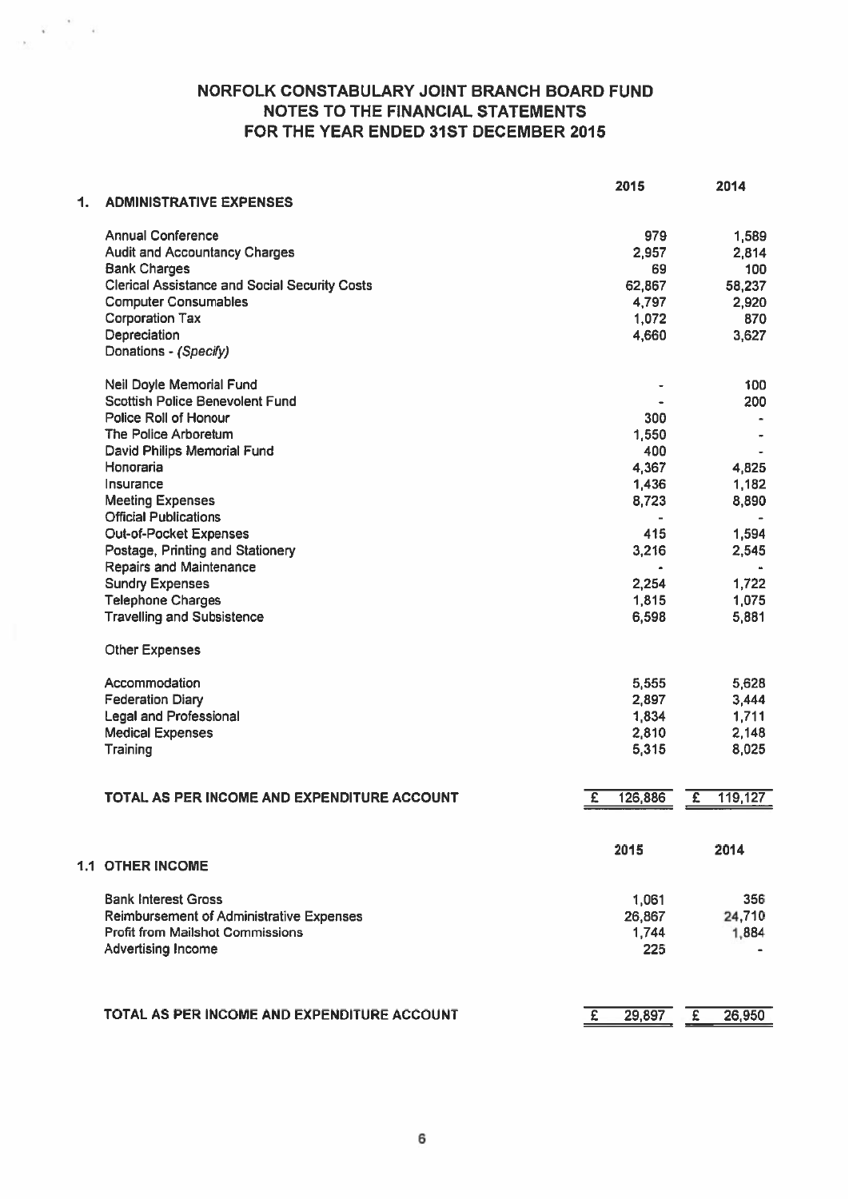# NORFOLK CONSTABULARY JOINT BRANCH BOARD FUND
## NOTES TO THE FINANCIAL STATEMENTS
## FOR THE YEAR ENDED 31ST DECEMBER 2015

| **1. ADMINISTRATIVE EXPENSES** | **2015** | **2014** |
|---|---|---|
| Annual Conference | 979 | 1,589 |
| Audit and Accountancy Charges | 2,957 | 2,814 |
| Bank Charges | 69 | 100 |
| Clerical Assistance and Social Security Costs | 62,867 | 58,237 |
| Computer Consumables | 4,797 | 2,920 |
| Corporation Tax | 1,072 | 870 |
| Depreciation | 4,660 | 3,627 |
| Donations - *(Specify)* | | |
| Neil Doyle Memorial Fund | - | 100 |
| Scottish Police Benevolent Fund | - | 200 |
| Police Roll of Honour | 300 | - |
| The Police Arboretum | 1,550 | - |
| David Philips Memorial Fund | 400 | - |
| Honoraria | 4,367 | 4,825 |
| Insurance | 1,436 | 1,182 |
| Meeting Expenses | 8,723 | 8,890 |
| Official Publications | - | - |
| Out-of-Pocket Expenses | 415 | 1,594 |
| Postage, Printing and Stationery | 3,216 | 2,545 |
| Repairs and Maintenance | - | - |
| Sundry Expenses | 2,254 | 1,722 |
| Telephone Charges | 1,815 | 1,075 |
| Travelling and Subsistence | 6,598 | 5,881 |
| Other Expenses | | |
| Accommodation | 5,555 | 5,628 |
| Federation Diary | 2,897 | 3,444 |
| Legal and Professional | 1,834 | 1,711 |
| Medical Expenses | 2,810 | 2,148 |
| Training | 5,315 | 8,025 |
| **TOTAL AS PER INCOME AND EXPENDITURE ACCOUNT** | **£ 126,886** | **£ 119,127** |

| **1.1 OTHER INCOME** | **2015** | **2014** |
|---|---|---|
| Bank Interest Gross | 1,061 | 356 |
| Reimbursement of Administrative Expenses | 26,867 | 24,710 |
| Profit from Mailshot Commissions | 1,744 | 1,884 |
| Advertising Income | 225 | - |
| **TOTAL AS PER INCOME AND EXPENDITURE ACCOUNT** | **£ 29,897** | **£ 26,950** |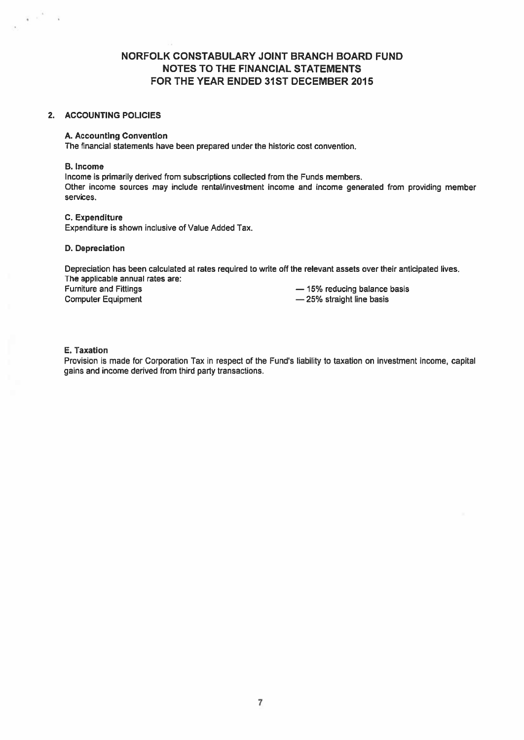# NORFOLK CONSTABULARY JOINT BRANCH BOARD FUND
## NOTES TO THE FINANCIAL STATEMENTS
## FOR THE YEAR ENDED 31ST DECEMBER 2015

### 2. ACCOUNTING POLICIES

**A. Accounting Convention**
The financial statements have been prepared under the historic cost convention.

**B. Income**
Income is primarily derived from subscriptions collected from the Funds members.
Other income sources may include rental/investment income and income generated from providing member services.

**C. Expenditure**
Expenditure is shown inclusive of Value Added Tax.

**D. Depreciation**

Depreciation has been calculated at rates required to write off the relevant assets over their anticipated lives.
The applicable annual rates are:

| | |
|---|---|
| Furniture and Fittings | — 15% reducing balance basis |
| Computer Equipment | — 25% straight line basis |

**E. Taxation**
Provision is made for Corporation Tax in respect of the Fund's liability to taxation on investment income, capital gains and income derived from third party transactions.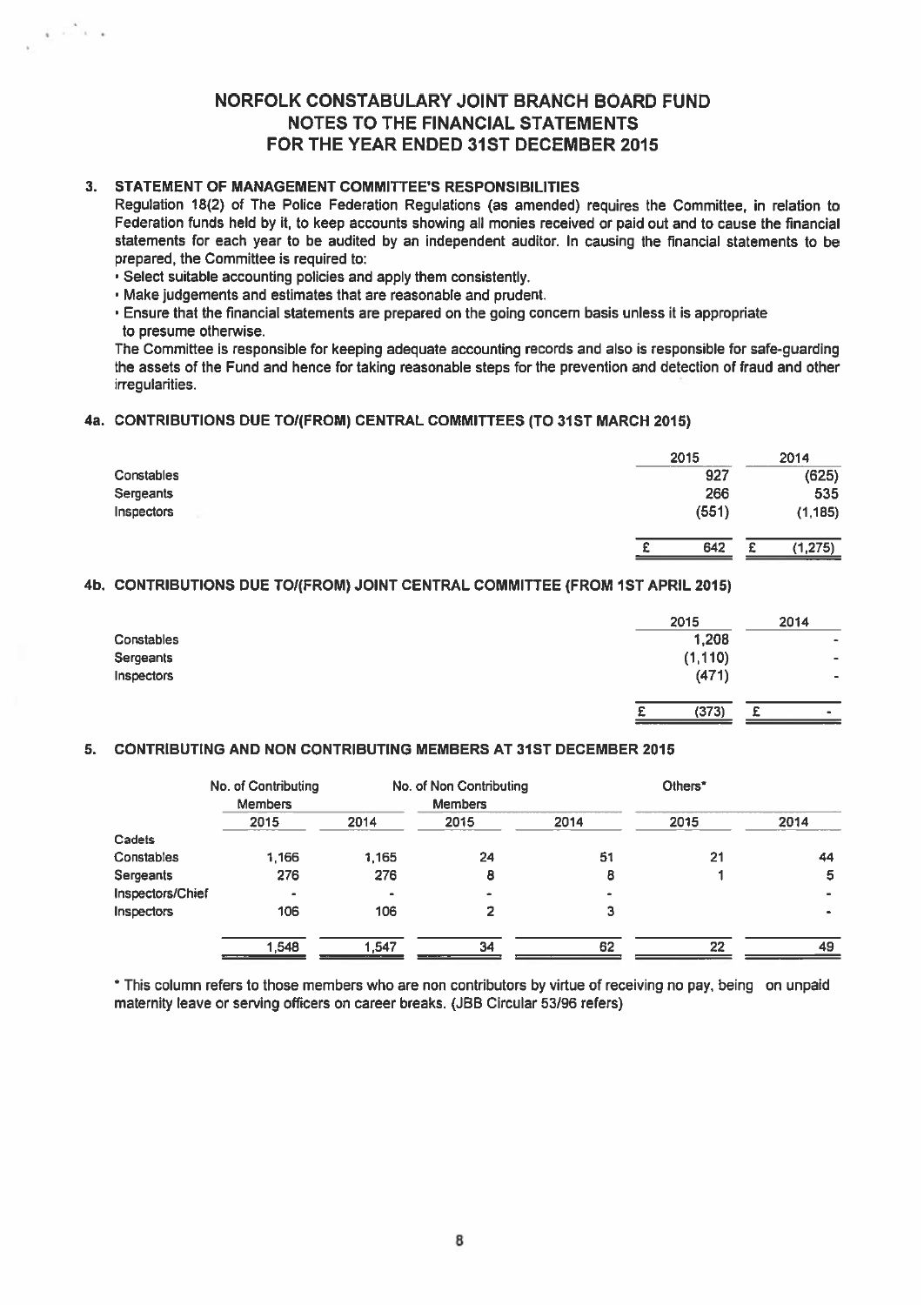# NORFOLK CONSTABULARY JOINT BRANCH BOARD FUND
## NOTES TO THE FINANCIAL STATEMENTS
## FOR THE YEAR ENDED 31ST DECEMBER 2015

### 3. STATEMENT OF MANAGEMENT COMMITTEE'S RESPONSIBILITIES

Regulation 18(2) of The Police Federation Regulations (as amended) requires the Committee, in relation to Federation funds held by it, to keep accounts showing all monies received or paid out and to cause the financial statements for each year to be audited by an independent auditor. In causing the financial statements to be prepared, the Committee is required to:

- Select suitable accounting policies and apply them consistently.
- Make judgements and estimates that are reasonable and prudent.
- Ensure that the financial statements are prepared on the going concern basis unless it is appropriate to presume otherwise.

The Committee is responsible for keeping adequate accounting records and also is responsible for safe-guarding the assets of the Fund and hence for taking reasonable steps for the prevention and detection of fraud and other irregularities.

### 4a. CONTRIBUTIONS DUE TO/(FROM) CENTRAL COMMITTEES (TO 31ST MARCH 2015)

| | 2015 | 2014 |
|---|---|---|
| Constables | 927 | (625) |
| Sergeants | 266 | 535 |
| Inspectors | (551) | (1,185) |
| | £ 642 | £ (1,275) |

### 4b. CONTRIBUTIONS DUE TO/(FROM) JOINT CENTRAL COMMITTEE (FROM 1ST APRIL 2015)

| | 2015 | 2014 |
|---|---|---|
| Constables | 1,208 | - |
| Sergeants | (1,110) | - |
| Inspectors | (471) | - |
| | £ (373) | £ - |

### 5. CONTRIBUTING AND NON CONTRIBUTING MEMBERS AT 31ST DECEMBER 2015

| | No. of Contributing Members | | No. of Non Contributing Members | | Others* | |
|---|---|---|---|---|---|---|
| | 2015 | 2014 | 2015 | 2014 | 2015 | 2014 |
| Cadets | | | | | | |
| Constables | 1,166 | 1,165 | 24 | 51 | 21 | 44 |
| Sergeants | 276 | 276 | 8 | 8 | 1 | 5 |
| Inspectors/Chief | - | - | - | - | | - |
| Inspectors | 106 | 106 | 2 | 3 | | - |
| | 1,548 | 1,547 | 34 | 62 | 22 | 49 |

\* This column refers to those members who are non contributors by virtue of receiving no pay, being on unpaid maternity leave or serving officers on career breaks. (JBB Circular 53/96 refers)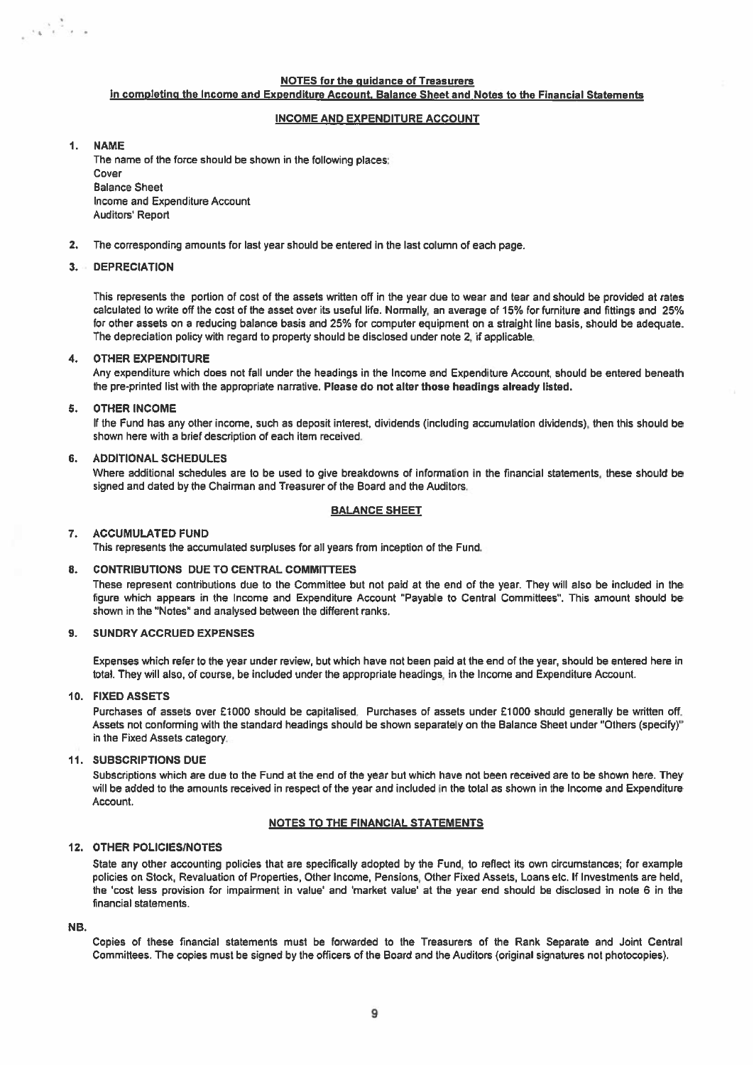## NOTES for the guidance of Treasurers

## in completing the Income and Expenditure Account, Balance Sheet and Notes to the Financial Statements

### INCOME AND EXPENDITURE ACCOUNT

**1. NAME**

The name of the force should be shown in the following places:
Cover
Balance Sheet
Income and Expenditure Account
Auditors' Report

**2.** The corresponding amounts for last year should be entered in the last column of each page.

**3. DEPRECIATION**

This represents the portion of cost of the assets written off in the year due to wear and tear and should be provided at rates calculated to write off the cost of the asset over its useful life. Normally, an average of 15% for furniture and fittings and 25% for other assets on a reducing balance basis and 25% for computer equipment on a straight line basis, should be adequate. The depreciation policy with regard to property should be disclosed under note 2, if applicable.

**4. OTHER EXPENDITURE**

Any expenditure which does not fall under the headings in the Income and Expenditure Account, should be entered beneath the pre-printed list with the appropriate narrative. **Please do not alter those headings already listed.**

**5. OTHER INCOME**

If the Fund has any other income, such as deposit interest, dividends (including accumulation dividends), then this should be shown here with a brief description of each item received.

**6. ADDITIONAL SCHEDULES**

Where additional schedules are to be used to give breakdowns of information in the financial statements, these should be signed and dated by the Chairman and Treasurer of the Board and the Auditors.

### BALANCE SHEET

**7. ACCUMULATED FUND**

This represents the accumulated surpluses for all years from inception of the Fund.

**8. CONTRIBUTIONS DUE TO CENTRAL COMMITTEES**

These represent contributions due to the Committee but not paid at the end of the year. They will also be included in the figure which appears in the Income and Expenditure Account "Payable to Central Committees". This amount should be shown in the "Notes" and analysed between the different ranks.

**9. SUNDRY ACCRUED EXPENSES**

Expenses which refer to the year under review, but which have not been paid at the end of the year, should be entered here in total. They will also, of course, be included under the appropriate headings, in the Income and Expenditure Account.

**10. FIXED ASSETS**

Purchases of assets over £1000 should be capitalised. Purchases of assets under £1000 should generally be written off. Assets not conforming with the standard headings should be shown separately on the Balance Sheet under "Others (specify)" in the Fixed Assets category.

**11. SUBSCRIPTIONS DUE**

Subscriptions which are due to the Fund at the end of the year but which have not been received are to be shown here. They will be added to the amounts received in respect of the year and included in the total as shown in the Income and Expenditure Account.

### NOTES TO THE FINANCIAL STATEMENTS

**12. OTHER POLICIES/NOTES**

State any other accounting policies that are specifically adopted by the Fund, to reflect its own circumstances; for example policies on Stock, Revaluation of Properties, Other Income, Pensions, Other Fixed Assets, Loans etc. If Investments are held, the 'cost less provision for impairment in value' and 'market value' at the year end should be disclosed in note 6 in the financial statements.

**NB.**

Copies of these financial statements must be forwarded to the Treasurers of the Rank Separate and Joint Central Committees. The copies must be signed by the officers of the Board and the Auditors (original signatures not photocopies).